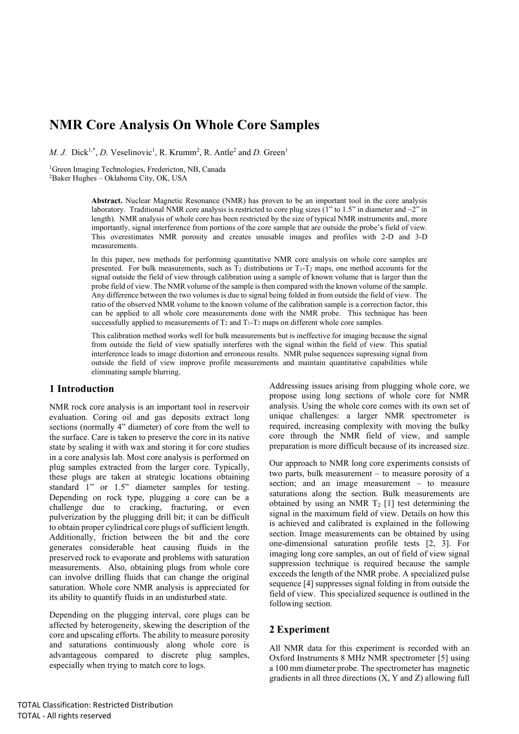# NMR Core Analysis On Whole Core Samples

*M. J.* Dick[1,*], *D.* Veselinovic[1], R. Krumm[2], R. Antle[2] and *D.* Green[1]

[1]Green Imaging Technologies, Fredericton, NB, Canada
[2]Baker Hughes – Oklahoma City, OK, USA

**Abstract.** Nuclear Magnetic Resonance (NMR) has proven to be an important tool in the core analysis laboratory. Traditional NMR core analysis is restricted to core plug sizes (1" to 1.5" in diameter and ~2" in length). NMR analysis of whole core has been restricted by the size of typical NMR instruments and, more importantly, signal interference from portions of the core sample that are outside the probe's field of view. This overestimates NMR porosity and creates unusable images and profiles with 2-D and 3-D measurements.

In this paper, new methods for performing quantitative NMR core analysis on whole core samples are presented. For bulk measurements, such as $T_2$ distributions or $T_1$-$T_2$ maps, one method accounts for the signal outside the field of view through calibration using a sample of known volume that is larger than the probe field of view. The NMR volume of the sample is then compared with the known volume of the sample. Any difference between the two volumes is due to signal being folded in from outside the field of view. The ratio of the observed NMR volume to the known volume of the calibration sample is a correction factor, this can be applied to all whole core measurements done with the NMR probe. This technique has been successfully applied to measurements of $T_2$ and $T_1$-$T_2$ maps on different whole core samples.

This calibration method works well for bulk measurements but is ineffective for imaging because the signal from outside the field of view spatially interferes with the signal within the field of view. This spatial interference leads to image distortion and erroneous results. NMR pulse sequences supressing signal from outside the field of view improve profile measurements and maintain quantitative capabilities while eliminating sample blurring.

## 1 Introduction

NMR rock core analysis is an important tool in reservoir evaluation. Coring oil and gas deposits extract long sections (normally 4" diameter) of core from the well to the surface. Care is taken to preserve the core in its native state by sealing it with wax and storing it for core studies in a core analysis lab. Most core analysis is performed on plug samples extracted from the larger core. Typically, these plugs are taken at strategic locations obtaining standard 1" or 1.5" diameter samples for testing. Depending on rock type, plugging a core can be a challenge due to cracking, fracturing, or even pulverization by the plugging drill bit; it can be difficult to obtain proper cylindrical core plugs of sufficient length. Additionally, friction between the bit and the core generates considerable heat causing fluids in the preserved rock to evaporate and problems with saturation measurements. Also, obtaining plugs from whole core can involve drilling fluids that can change the original saturation. Whole core NMR analysis is appreciated for its ability to quantify fluids in an undisturbed state.

Depending on the plugging interval, core plugs can be affected by heterogeneity, skewing the description of the core and upscaling efforts. The ability to measure porosity and saturations continuously along whole core is advantageous compared to discrete plug samples, especially when trying to match core to logs.

Addressing issues arising from plugging whole core, we propose using long sections of whole core for NMR analysis. Using the whole core comes with its own set of unique challenges: a larger NMR spectrometer is required, increasing complexity with moving the bulky core through the NMR field of view, and sample preparation is more difficult because of its increased size.

Our approach to NMR long core experiments consists of two parts, bulk measurement – to measure porosity of a section; and an image measurement – to measure saturations along the section. Bulk measurements are obtained by using an NMR $T_2$ [1] test determining the signal in the maximum field of view. Details on how this is achieved and calibrated is explained in the following section. Image measurements can be obtained by using one-dimensional saturation profile tests [2, 3]. For imaging long core samples, an out of field of view signal suppression technique is required because the sample exceeds the length of the NMR probe. A specialized pulse sequence [4] suppresses signal folding in from outside the field of view. This specialized sequence is outlined in the following section.

## 2 Experiment

All NMR data for this experiment is recorded with an Oxford Instruments 8 MHz NMR spectrometer [5] using a 100 mm diameter probe. The spectrometer has magnetic gradients in all three directions (X, Y and Z) allowing full

TOTAL Classification: Restricted Distribution
TOTAL - All rights reserved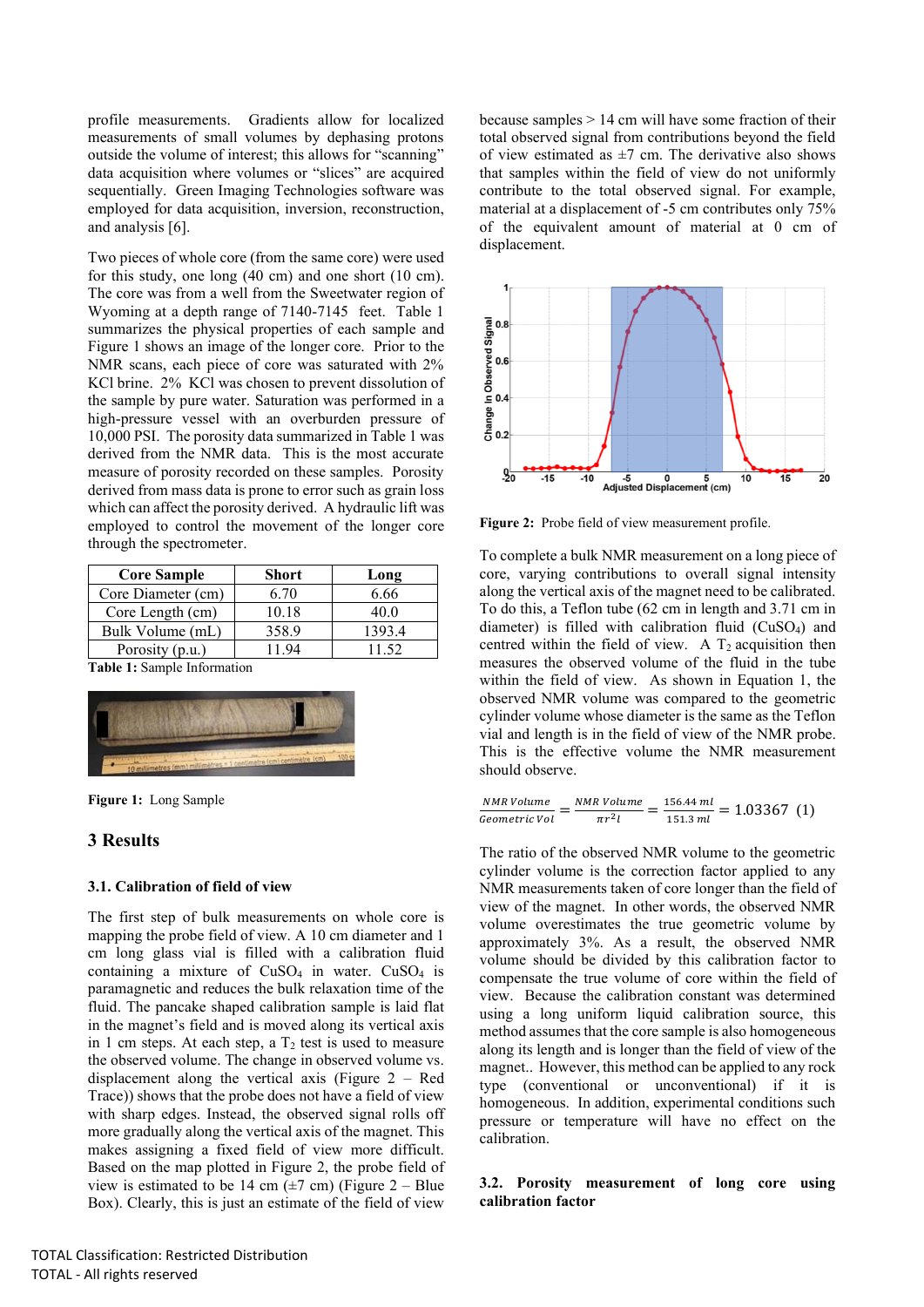profile measurements. Gradients allow for localized measurements of small volumes by dephasing protons outside the volume of interest; this allows for "scanning" data acquisition where volumes or "slices" are acquired sequentially. Green Imaging Technologies software was employed for data acquisition, inversion, reconstruction, and analysis [6].

Two pieces of whole core (from the same core) were used for this study, one long (40 cm) and one short (10 cm). The core was from a well from the Sweetwater region of Wyoming at a depth range of 7140-7145 feet. Table 1 summarizes the physical properties of each sample and Figure 1 shows an image of the longer core. Prior to the NMR scans, each piece of core was saturated with 2% KCl brine. 2% KCl was chosen to prevent dissolution of the sample by pure water. Saturation was performed in a high-pressure vessel with an overburden pressure of 10,000 PSI. The porosity data summarized in Table 1 was derived from the NMR data. This is the most accurate measure of porosity recorded on these samples. Porosity derived from mass data is prone to error such as grain loss which can affect the porosity derived. A hydraulic lift was employed to control the movement of the longer core through the spectrometer.

| Core Sample | Short | Long |
|---|---|---|
| Core Diameter (cm) | 6.70 | 6.66 |
| Core Length (cm) | 10.18 | 40.0 |
| Bulk Volume (mL) | 358.9 | 1393.4 |
| Porosity (p.u.) | 11.94 | 11.52 |

**Table 1:** Sample Information

**Figure 1:** Long Sample

## 3 Results

### 3.1. Calibration of field of view

The first step of bulk measurements on whole core is mapping the probe field of view. A 10 cm diameter and 1 cm long glass vial is filled with a calibration fluid containing a mixture of $CuSO_4$ in water. $CuSO_4$ is paramagnetic and reduces the bulk relaxation time of the fluid. The pancake shaped calibration sample is laid flat in the magnet's field and is moved along its vertical axis in 1 cm steps. At each step, a $T_2$ test is used to measure the observed volume. The change in observed volume vs. displacement along the vertical axis (Figure 2 – Red Trace)) shows that the probe does not have a field of view with sharp edges. Instead, the observed signal rolls off more gradually along the vertical axis of the magnet. This makes assigning a fixed field of view more difficult. Based on the map plotted in Figure 2, the probe field of view is estimated to be 14 cm (±7 cm) (Figure 2 – Blue Box). Clearly, this is just an estimate of the field of view because samples > 14 cm will have some fraction of their total observed signal from contributions beyond the field of view estimated as ±7 cm. The derivative also shows that samples within the field of view do not uniformly contribute to the total observed signal. For example, material at a displacement of -5 cm contributes only 75% of the equivalent amount of material at 0 cm of displacement.

**Figure 2:** Probe field of view measurement profile.

To complete a bulk NMR measurement on a long piece of core, varying contributions to overall signal intensity along the vertical axis of the magnet need to be calibrated. To do this, a Teflon tube (62 cm in length and 3.71 cm in diameter) is filled with calibration fluid ($CuSO_4$) and centred within the field of view. A $T_2$ acquisition then measures the observed volume of the fluid in the tube within the field of view. As shown in Equation 1, the observed NMR volume was compared to the geometric cylinder volume whose diameter is the same as the Teflon vial and length is in the field of view of the NMR probe. This is the effective volume the NMR measurement should observe.

$$\frac{NMR\ Volume}{Geometric\ Vol} = \frac{NMR\ Volume}{\pi r^2 l} = \frac{156.44\ ml}{151.3\ ml} = 1.03367 \quad (1)$$

The ratio of the observed NMR volume to the geometric cylinder volume is the correction factor applied to any NMR measurements taken of core longer than the field of view of the magnet. In other words, the observed NMR volume overestimates the true geometric volume by approximately 3%. As a result, the observed NMR volume should be divided by this calibration factor to compensate the true volume of core within the field of view. Because the calibration constant was determined using a long uniform liquid calibration source, this method assumes that the core sample is also homogeneous along its length and is longer than the field of view of the magnet.. However, this method can be applied to any rock type (conventional or unconventional) if it is homogeneous. In addition, experimental conditions such pressure or temperature will have no effect on the calibration.

### 3.2. Porosity measurement of long core using calibration factor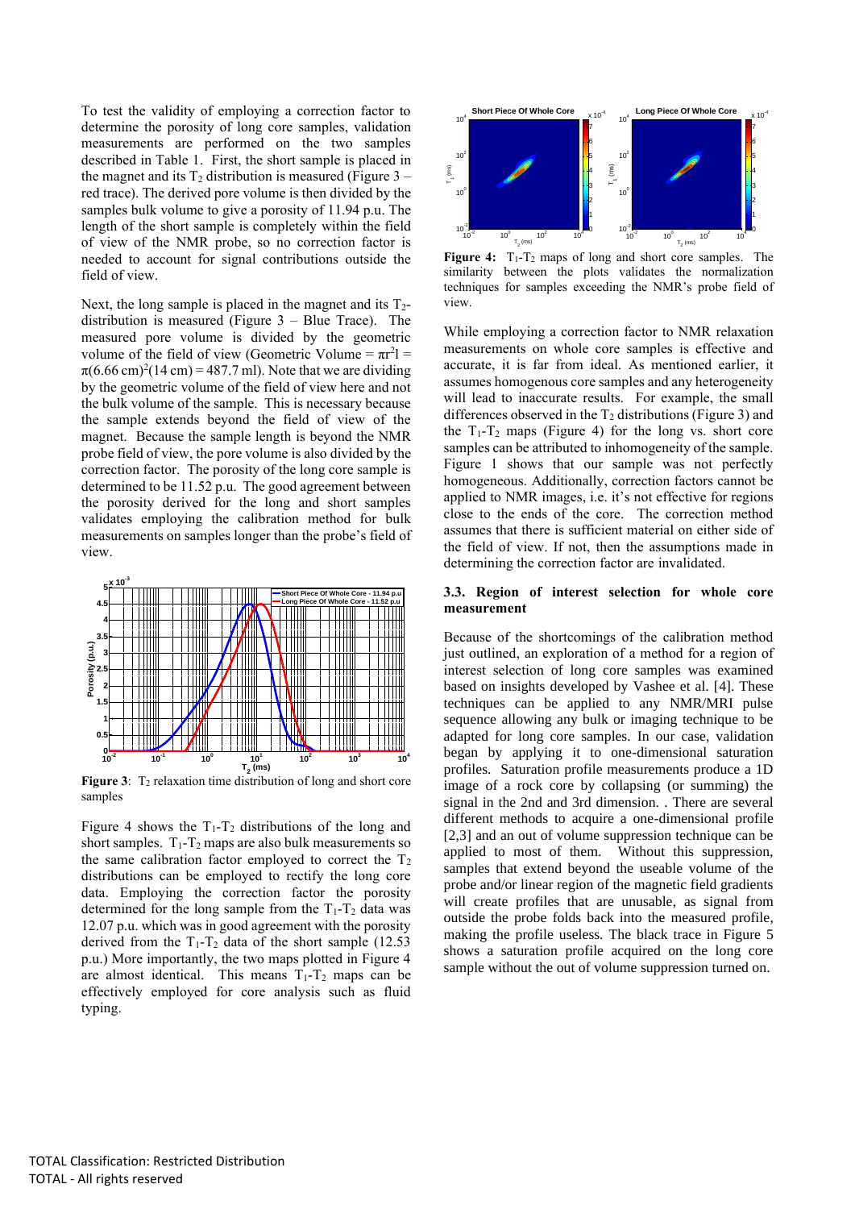To test the validity of employing a correction factor to determine the porosity of long core samples, validation measurements are performed on the two samples described in Table 1. First, the short sample is placed in the magnet and its $T_2$ distribution is measured (Figure 3 – red trace). The derived pore volume is then divided by the samples bulk volume to give a porosity of 11.94 p.u. The length of the short sample is completely within the field of view of the NMR probe, so no correction factor is needed to account for signal contributions outside the field of view.

Next, the long sample is placed in the magnet and its $T_2$-distribution is measured (Figure 3 – Blue Trace). The measured pore volume is divided by the geometric volume of the field of view (Geometric Volume = $\pi r^2 l = \pi(6.66\text{ cm})^2(14\text{ cm}) = 487.7$ ml). Note that we are dividing by the geometric volume of the field of view here and not the bulk volume of the sample. This is necessary because the sample extends beyond the field of view of the magnet. Because the sample length is beyond the NMR probe field of view, the pore volume is also divided by the correction factor. The porosity of the long core sample is determined to be 11.52 p.u. The good agreement between the porosity derived for the long and short samples validates employing the calibration method for bulk measurements on samples longer than the probe's field of view.

**Figure 3**: $T_2$ relaxation time distribution of long and short core samples

Figure 4 shows the $T_1$-$T_2$ distributions of the long and short samples. $T_1$-$T_2$ maps are also bulk measurements so the same calibration factor employed to correct the $T_2$ distributions can be employed to rectify the long core data. Employing the correction factor the porosity determined for the long sample from the $T_1$-$T_2$ data was 12.07 p.u. which was in good agreement with the porosity derived from the $T_1$-$T_2$ data of the short sample (12.53 p.u.) More importantly, the two maps plotted in Figure 4 are almost identical. This means $T_1$-$T_2$ maps can be effectively employed for core analysis such as fluid typing.

**Figure 4:** $T_1$-$T_2$ maps of long and short core samples. The similarity between the plots validates the normalization techniques for samples exceeding the NMR's probe field of view.

While employing a correction factor to NMR relaxation measurements on whole core samples is effective and accurate, it is far from ideal. As mentioned earlier, it assumes homogenous core samples and any heterogeneity will lead to inaccurate results. For example, the small differences observed in the $T_2$ distributions (Figure 3) and the $T_1$-$T_2$ maps (Figure 4) for the long vs. short core samples can be attributed to inhomogeneity of the sample. Figure 1 shows that our sample was not perfectly homogeneous. Additionally, correction factors cannot be applied to NMR images, i.e. it's not effective for regions close to the ends of the core. The correction method assumes that there is sufficient material on either side of the field of view. If not, then the assumptions made in determining the correction factor are invalidated.

### 3.3. Region of interest selection for whole core measurement

Because of the shortcomings of the calibration method just outlined, an exploration of a method for a region of interest selection of long core samples was examined based on insights developed by Vashee et al. [4]. These techniques can be applied to any NMR/MRI pulse sequence allowing any bulk or imaging technique to be adapted for long core samples. In our case, validation began by applying it to one-dimensional saturation profiles. Saturation profile measurements produce a 1D image of a rock core by collapsing (or summing) the signal in the 2nd and 3rd dimension. . There are several different methods to acquire a one-dimensional profile [2,3] and an out of volume suppression technique can be applied to most of them. Without this suppression, samples that extend beyond the useable volume of the probe and/or linear region of the magnetic field gradients will create profiles that are unusable, as signal from outside the probe folds back into the measured profile, making the profile useless. The black trace in Figure 5 shows a saturation profile acquired on the long core sample without the out of volume suppression turned on.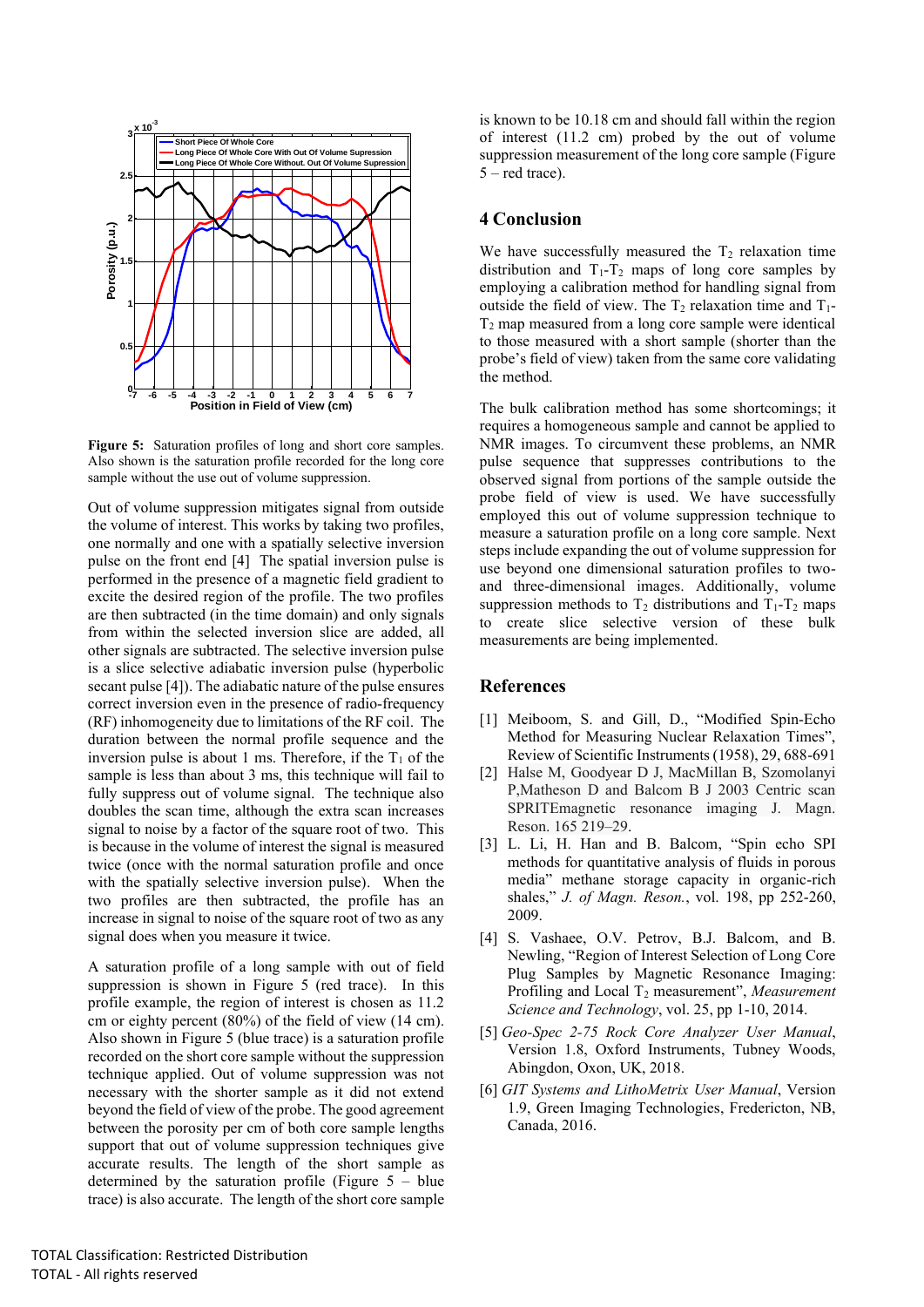x 10^-3

Short Piece Of Whole Core
Long Piece Of Whole Core With Out Of Volume Supression
Long Piece Of Whole Core Without. Out Of Volume Supression

Porosity (p.u.)

Position in Field of View (cm)

3
2.5
2
1.5
1
0.5
0

-7 -6 -5 -4 -3 -2 -1 0 1 2 3 4 5 6 7

**Figure 5:** Saturation profiles of long and short core samples. Also shown is the saturation profile recorded for the long core sample without the use out of volume suppression.

Out of volume suppression mitigates signal from outside the volume of interest. This works by taking two profiles, one normally and one with a spatially selective inversion pulse on the front end [4] The spatial inversion pulse is performed in the presence of a magnetic field gradient to excite the desired region of the profile. The two profiles are then subtracted (in the time domain) and only signals from within the selected inversion slice are added, all other signals are subtracted. The selective inversion pulse is a slice selective adiabatic inversion pulse (hyperbolic secant pulse [4]). The adiabatic nature of the pulse ensures correct inversion even in the presence of radio-frequency (RF) inhomogeneity due to limitations of the RF coil. The duration between the normal profile sequence and the inversion pulse is about 1 ms. Therefore, if the $T_1$ of the sample is less than about 3 ms, this technique will fail to fully suppress out of volume signal. The technique also doubles the scan time, although the extra scan increases signal to noise by a factor of the square root of two. This is because in the volume of interest the signal is measured twice (once with the normal saturation profile and once with the spatially selective inversion pulse). When the two profiles are then subtracted, the profile has an increase in signal to noise of the square root of two as any signal does when you measure it twice.

A saturation profile of a long sample with out of field suppression is shown in Figure 5 (red trace). In this profile example, the region of interest is chosen as 11.2 cm or eighty percent (80%) of the field of view (14 cm). Also shown in Figure 5 (blue trace) is a saturation profile recorded on the short core sample without the suppression technique applied. Out of volume suppression was not necessary with the shorter sample as it did not extend beyond the field of view of the probe. The good agreement between the porosity per cm of both core sample lengths support that out of volume suppression techniques give accurate results. The length of the short sample as determined by the saturation profile (Figure 5 – blue trace) is also accurate. The length of the short core sample is known to be 10.18 cm and should fall within the region of interest (11.2 cm) probed by the out of volume suppression measurement of the long core sample (Figure 5 – red trace).

## 4 Conclusion

We have successfully measured the $T_2$ relaxation time distribution and $T_1$-$T_2$ maps of long core samples by employing a calibration method for handling signal from outside the field of view. The $T_2$ relaxation time and $T_1$-$T_2$ map measured from a long core sample were identical to those measured with a short sample (shorter than the probe's field of view) taken from the same core validating the method.

The bulk calibration method has some shortcomings; it requires a homogeneous sample and cannot be applied to NMR images. To circumvent these problems, an NMR pulse sequence that suppresses contributions to the observed signal from portions of the sample outside the probe field of view is used. We have successfully employed this out of volume suppression technique to measure a saturation profile on a long core sample. Next steps include expanding the out of volume suppression for use beyond one dimensional saturation profiles to two- and three-dimensional images. Additionally, volume suppression methods to $T_2$ distributions and $T_1$-$T_2$ maps to create slice selective version of these bulk measurements are being implemented.

## References

[1] Meiboom, S. and Gill, D., "Modified Spin-Echo Method for Measuring Nuclear Relaxation Times", Review of Scientific Instruments (1958), 29, 688-691

[2] Halse M, Goodyear D J, MacMillan B, Szomolanyi P,Matheson D and Balcom B J 2003 Centric scan SPRITEmagnetic resonance imaging J. Magn. Reson. 165 219–29.

[3] L. Li, H. Han and B. Balcom, "Spin echo SPI methods for quantitative analysis of fluids in porous media" methane storage capacity in organic-rich shales," *J. of Magn. Reson.*, vol. 198, pp 252-260, 2009.

[4] S. Vashaee, O.V. Petrov, B.J. Balcom, and B. Newling, "Region of Interest Selection of Long Core Plug Samples by Magnetic Resonance Imaging: Profiling and Local $T_2$ measurement", *Measurement Science and Technology*, vol. 25, pp 1-10, 2014.

[5] *Geo-Spec 2-75 Rock Core Analyzer User Manual*, Version 1.8, Oxford Instruments, Tubney Woods, Abingdon, Oxon, UK, 2018.

[6] *GIT Systems and LithoMetrix User Manual*, Version 1.9, Green Imaging Technologies, Fredericton, NB, Canada, 2016.

TOTAL Classification: Restricted Distribution
TOTAL - All rights reserved